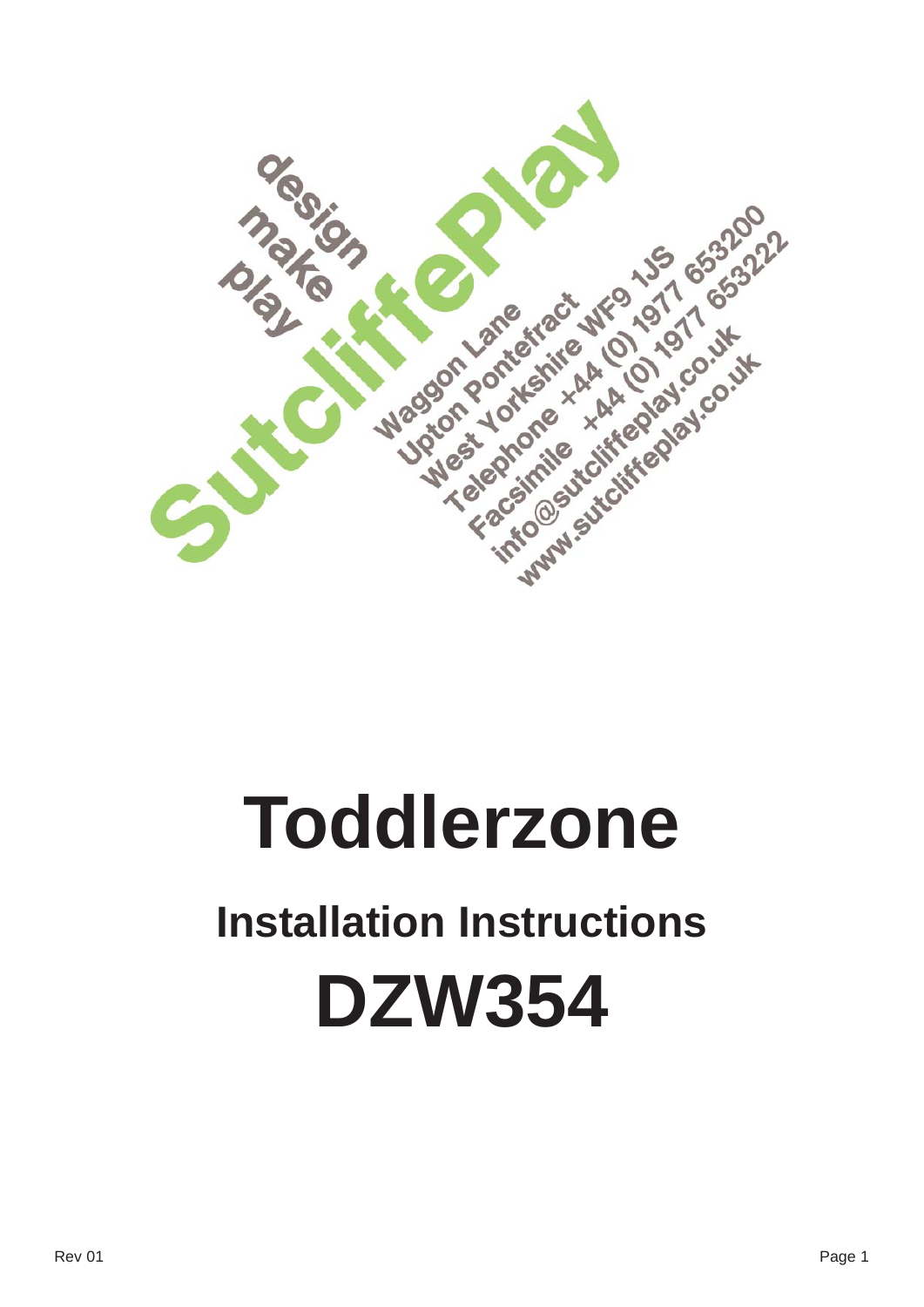design
make
play

SutcliffePlay

Waggon Lane
Upton Pontefract
West Yorkshire WF9 1JS
Telephone +44 (0) 1977 653200
Facsimile +44 (0) 1977 653222
info@sutcliffeplay.co.uk
www.sutcliffeplay.co.uk

# Toddlerzone

## Installation Instructions

# DZW354

Rev 01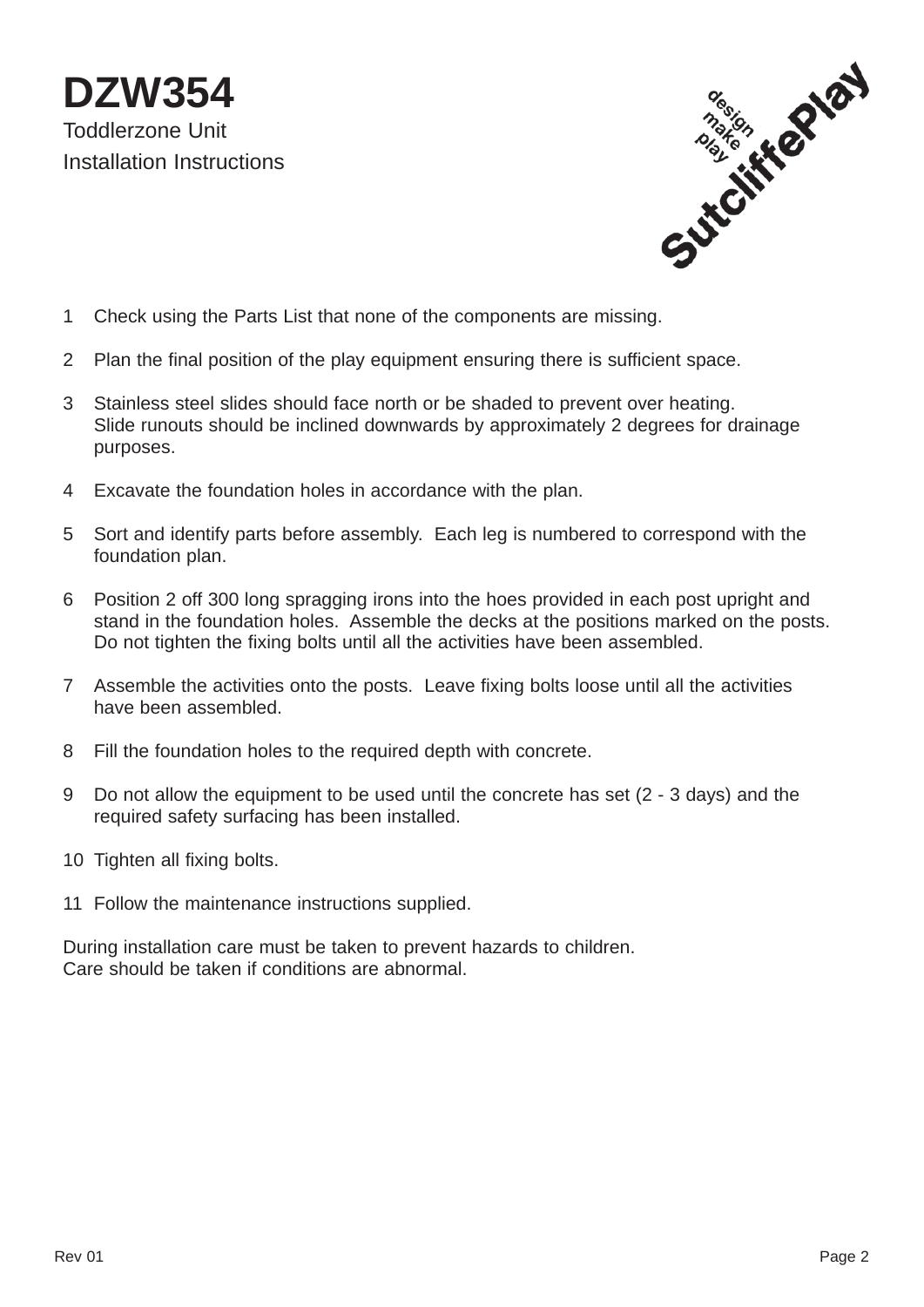# DZW354

Toddlerzone Unit

Installation Instructions

1. Check using the Parts List that none of the components are missing.
2. Plan the final position of the play equipment ensuring there is sufficient space.
3. Stainless steel slides should face north or be shaded to prevent over heating.
   Slide runouts should be inclined downwards by approximately 2 degrees for drainage purposes.
4. Excavate the foundation holes in accordance with the plan.
5. Sort and identify parts before assembly. Each leg is numbered to correspond with the foundation plan.
6. Position 2 off 300 long spragging irons into the hoes provided in each post upright and stand in the foundation holes. Assemble the decks at the positions marked on the posts. Do not tighten the fixing bolts until all the activities have been assembled.
7. Assemble the activities onto the posts. Leave fixing bolts loose until all the activities have been assembled.
8. Fill the foundation holes to the required depth with concrete.
9. Do not allow the equipment to be used until the concrete has set (2 - 3 days) and the required safety surfacing has been installed.
10. Tighten all fixing bolts.
11. Follow the maintenance instructions supplied.

During installation care must be taken to prevent hazards to children.
Care should be taken if conditions are abnormal.

Rev 01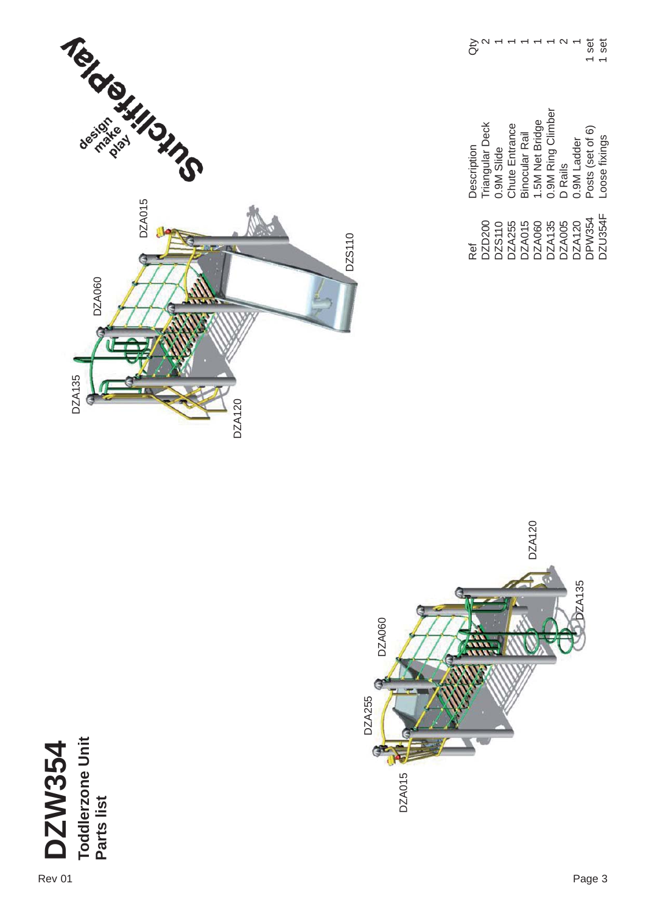# DZW354

## Toddlerzone Unit

## Parts list

Rev 01

Sutcliffeplay design make play

DZA135 DZA060 DZA015 DZA120 DZS110

DZA015 DZA255 DZA060 DZA120 DZA135

| Ref | Description | Qty |
|---|---|---|
| DZD200 | Triangular Deck | 2 |
| DZS110 | 0.9M Slide | 1 |
| DZA255 | Chute Entrance | 1 |
| DZA015 | Binocular Rail | 1 |
| DZA060 | 1.5M Net Bridge | 1 |
| DZA135 | 0.9M Ring Climber | 1 |
| DZA005 | D Rails | 2 |
| DZA120 | 0.9M Ladder | 1 |
| DPW354 | Posts (set of 6) | 1 set |
| DZU354F | Loose fixings | 1 set |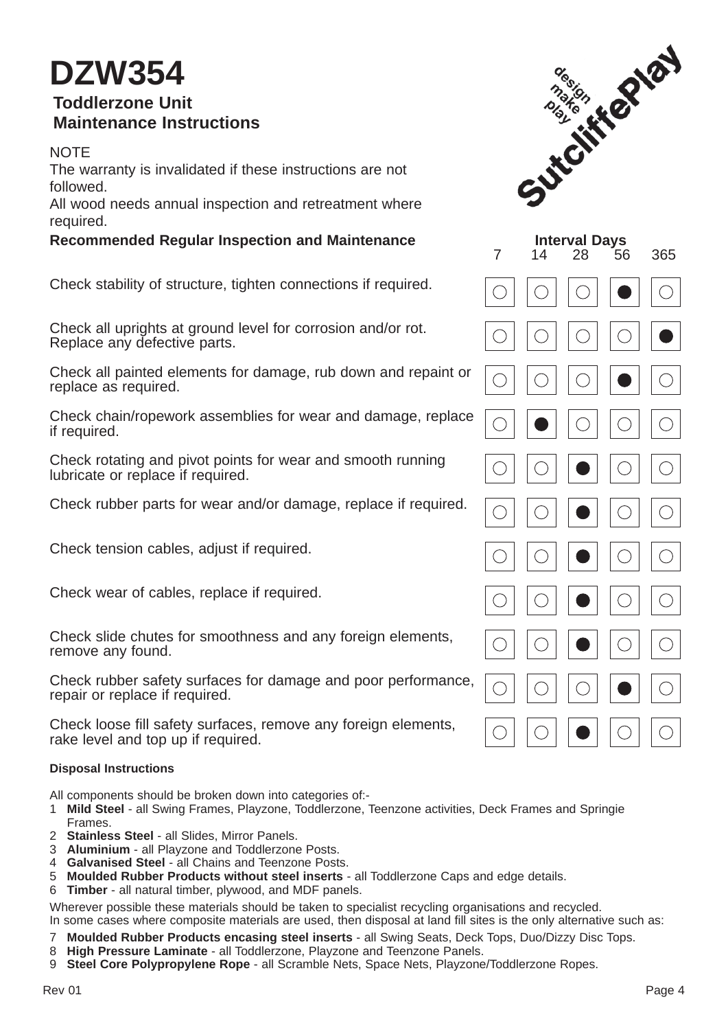# DZW354

## Toddlerzone Unit Maintenance Instructions

NOTE
The warranty is invalidated if these instructions are not followed.
All wood needs annual inspection and retreatment where required.

**Recommended Regular Inspection and Maintenance**

| Task | Interval Days 7 | 14 | 28 | 56 | 365 |
|---|---|---|---|---|---|
| Check stability of structure, tighten connections if required. | ○ | ○ | ○ | ● | ○ |
| Check all uprights at ground level for corrosion and/or rot. Replace any defective parts. | ○ | ○ | ○ | ○ | ● |
| Check all painted elements for damage, rub down and repaint or replace as required. | ○ | ○ | ○ | ● | ○ |
| Check chain/ropework assemblies for wear and damage, replace if required. | ○ | ● | ○ | ○ | ○ |
| Check rotating and pivot points for wear and smooth running lubricate or replace if required. | ○ | ○ | ● | ○ | ○ |
| Check rubber parts for wear and/or damage, replace if required. | ○ | ○ | ● | ○ | ○ |
| Check tension cables, adjust if required. | ○ | ○ | ● | ○ | ○ |
| Check wear of cables, replace if required. | ○ | ○ | ● | ○ | ○ |
| Check slide chutes for smoothness and any foreign elements, remove any found. | ○ | ○ | ● | ○ | ○ |
| Check rubber safety surfaces for damage and poor performance, repair or replace if required. | ○ | ○ | ○ | ● | ○ |
| Check loose fill safety surfaces, remove any foreign elements, rake level and top up if required. | ○ | ○ | ● | ○ | ○ |

**Disposal Instructions**

All components should be broken down into categories of:-

1. **Mild Steel** - all Swing Frames, Playzone, Toddlerzone, Teenzone activities, Deck Frames and Springie Frames.
2. **Stainless Steel** - all Slides, Mirror Panels.
3. **Aluminium** - all Playzone and Toddlerzone Posts.
4. **Galvanised Steel** - all Chains and Teenzone Posts.
5. **Moulded Rubber Products without steel inserts** - all Toddlerzone Caps and edge details.
6. **Timber** - all natural timber, plywood, and MDF panels.

Wherever possible these materials should be taken to specialist recycling organisations and recycled.
In some cases where composite materials are used, then disposal at land fill sites is the only alternative such as:

7. **Moulded Rubber Products encasing steel inserts** - all Swing Seats, Deck Tops, Duo/Dizzy Disc Tops.
8. **High Pressure Laminate** - all Toddlerzone, Playzone and Teenzone Panels.
9. **Steel Core Polypropylene Rope** - all Scramble Nets, Space Nets, Playzone/Toddlerzone Ropes.

Rev 01